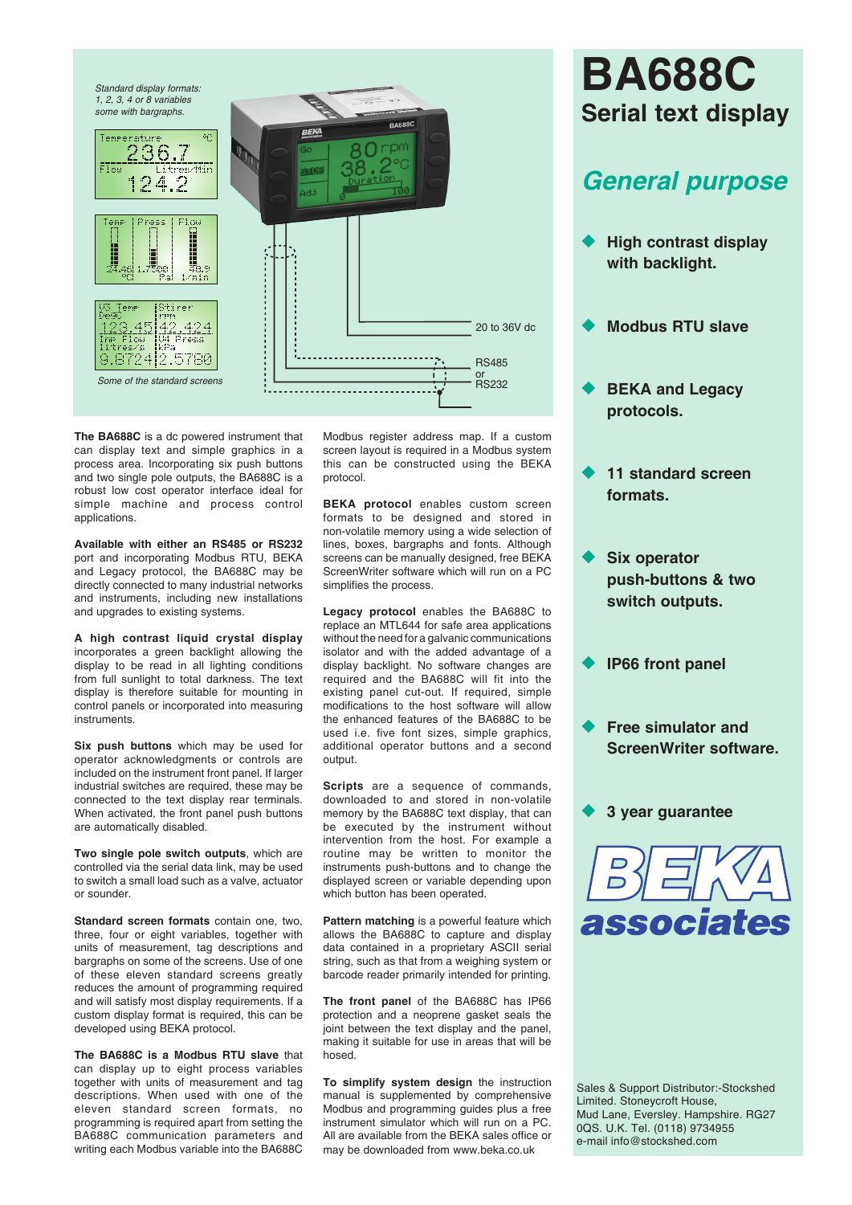# BA688C

## Serial text display

## *General purpose*

- **High contrast display with backlight.**
- **Modbus RTU slave**
- **BEKA and Legacy protocols.**
- **11 standard screen formats.**
- **Six operator push-buttons & two switch outputs.**
- **IP66 front panel**
- **Free simulator and ScreenWriter software.**
- **3 year guarantee**

*Standard display formats: 1, 2, 3, 4 or 8 variables some with bargraphs.*

*Some of the standard screens*

20 to 36V dc

RS485 or RS232

**The BA688C** is a dc powered instrument that can display text and simple graphics in a process area. Incorporating six push buttons and two single pole outputs, the BA688C is a robust low cost operator interface ideal for simple machine and process control applications.

**Available with either an RS485 or RS232** port and incorporating Modbus RTU, BEKA and Legacy protocol, the BA688C may be directly connected to many industrial networks and instruments, including new installations and upgrades to existing systems.

**A high contrast liquid crystal display** incorporates a green backlight allowing the display to be read in all lighting conditions from full sunlight to total darkness. The text display is therefore suitable for mounting in control panels or incorporated into measuring instruments.

**Six push buttons** which may be used for operator acknowledgments or controls are included on the instrument front panel. If larger industrial switches are required, these may be connected to the text display rear terminals. When activated, the front panel push buttons are automatically disabled.

**Two single pole switch outputs**, which are controlled via the serial data link, may be used to switch a small load such as a valve, actuator or sounder.

**Standard screen formats** contain one, two, three, four or eight variables, together with units of measurement, tag descriptions and bargraphs on some of the screens. Use of one of these eleven standard screens greatly reduces the amount of programming required and will satisfy most display requirements. If a custom display format is required, this can be developed using BEKA protocol.

**The BA688C is a Modbus RTU slave** that can display up to eight process variables together with units of measurement and tag descriptions. When used with one of the eleven standard screen formats, no programming is required apart from setting the BA688C communication parameters and writing each Modbus variable into the BA688C Modbus register address map. If a custom screen layout is required in a Modbus system this can be constructed using the BEKA protocol.

**BEKA protocol** enables custom screen formats to be designed and stored in non-volatile memory using a wide selection of lines, boxes, bargraphs and fonts. Although screens can be manually designed, free BEKA ScreenWriter software which will run on a PC simplifies the process.

**Legacy protocol** enables the BA688C to replace an MTL644 for safe area applications without the need for a galvanic communications isolator and with the added advantage of a display backlight. No software changes are required and the BA688C will fit into the existing panel cut-out. If required, simple modifications to the host software will allow the enhanced features of the BA688C to be used i.e. five font sizes, simple graphics, additional operator buttons and a second output.

**Scripts** are a sequence of commands, downloaded to and stored in non-volatile memory by the BA688C text display, that can be executed by the instrument without intervention from the host. For example a routine may be written to monitor the instruments push-buttons and to change the displayed screen or variable depending upon which button has been operated.

**Pattern matching** is a powerful feature which allows the BA688C to capture and display data contained in a proprietary ASCII serial string, such as that from a weighing system or barcode reader primarily intended for printing.

**The front panel** of the BA688C has IP66 protection and a neoprene gasket seals the joint between the text display and the panel, making it suitable for use in areas that will be hosed.

**To simplify system design** the instruction manual is supplemented by comprehensive Modbus and programming guides plus a free instrument simulator which will run on a PC. All are available from the BEKA sales office or may be downloaded from www.beka.co.uk

Sales & Support Distributor:-Stockshed Limited. Stoneycroft House, Mud Lane, Eversley. Hampshire. RG27 0QS. U.K. Tel. (0118) 9734955
e-mail info@stockshed.com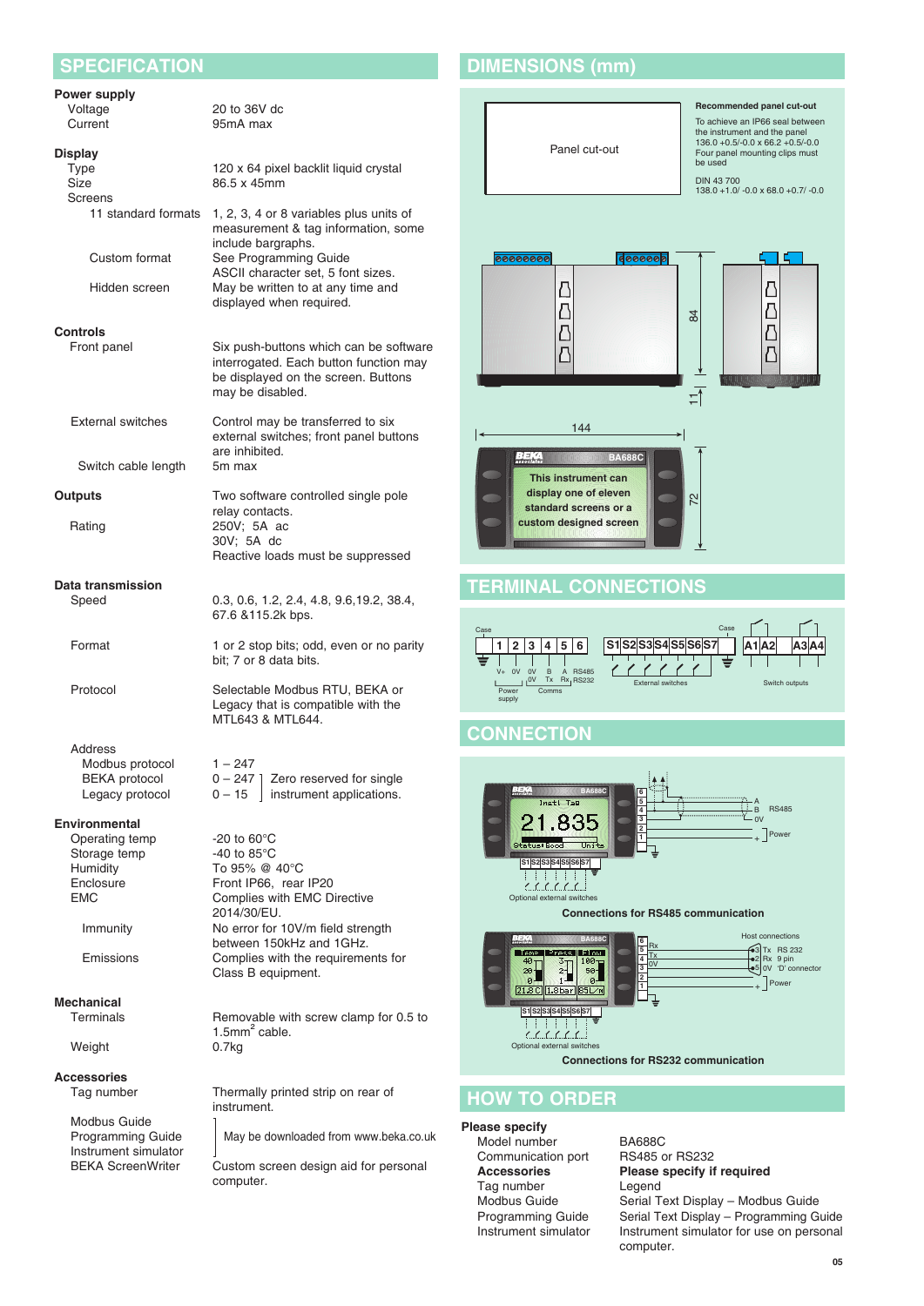## SPECIFICATION

**Power supply**

| | |
|---|---|
| Voltage | 20 to 36V dc |
| Current | 95mA max |

**Display**

| | |
|---|---|
| Type | 120 x 64 pixel backlit liquid crystal |
| Size | 86.5 x 45mm |
| Screens | |
| 11 standard formats | 1, 2, 3, 4 or 8 variables plus units of measurement & tag information, some include bargraphs. |
| Custom format | See Programming Guide<br>ASCII character set, 5 font sizes. |
| Hidden screen | May be written to at any time and displayed when required. |

**Controls**

| | |
|---|---|
| Front panel | Six push-buttons which can be software interrogated. Each button function may be displayed on the screen. Buttons may be disabled. |
| External switches | Control may be transferred to six external switches; front panel buttons are inhibited. |
| Switch cable length | 5m max |

| | |
|---|---|
| **Outputs** | Two software controlled single pole relay contacts. |
| Rating | 250V; 5A ac<br>30V; 5A dc<br>Reactive loads must be suppressed |

**Data transmission**

| | |
|---|---|
| Speed | 0.3, 0.6, 1.2, 2.4, 4.8, 9.6,19.2, 38.4, 67.6 &115.2k bps. |
| Format | 1 or 2 stop bits; odd, even or no parity bit; 7 or 8 data bits. |
| Protocol | Selectable Modbus RTU, BEKA or Legacy that is compatible with the MTL643 & MTL644. |
| Address | |
| Modbus protocol | 1 – 247 |
| BEKA protocol | 0 – 247 Zero reserved for single |
| Legacy protocol | 0 – 15 instrument applications. |

**Environmental**

| | |
|---|---|
| Operating temp | -20 to 60°C |
| Storage temp | -40 to 85°C |
| Humidity | To 95% @ 40°C |
| Enclosure | Front IP66, rear IP20 |
| EMC | Complies with EMC Directive 2014/30/EU. |
| Immunity | No error for 10V/m field strength between 150kHz and 1GHz. |
| Emissions | Complies with the requirements for Class B equipment. |

**Mechanical**

| | |
|---|---|
| Terminals | Removable with screw clamp for 0.5 to 1.5mm$^2$ cable. |
| Weight | 0.7kg |

**Accessories**

| | |
|---|---|
| Tag number | Thermally printed strip on rear of instrument. |
| Modbus Guide<br>Programming Guide<br>Instrument simulator | May be downloaded from www.beka.co.uk |
| BEKA ScreenWriter | Custom screen design aid for personal computer. |

## DIMENSIONS (mm)

Panel cut-out

**Recommended panel cut-out**

To achieve an IP66 seal between the instrument and the panel
136.0 +0.5/-0.0 x 66.2 +0.5/-0.0
Four panel mounting clips must be used

DIN 43 700
138.0 +1.0/ -0.0 x 68.0 +0.7/ -0.0

84
11
144
72

BEKA associates BA688C
This instrument can display one of eleven standard screens or a custom designed screen

## TERMINAL CONNECTIONS

Case 1 2 3 4 5 6
V+ 0V 0V B A RS485
0V Tx Rx RS232
Power supply
Comms

Case S1 S2 S3 S4 S5 S6 S7
External switches

A1 A2 A3 A4
Switch outputs

## CONNECTION

BA688C
Instl Tag
21.835
Status: Good Units
A B 0V RS485
Power
Optional external switches

**Connections for RS485 communication**

BA688C
Temp Press Flow
21.8C 1.8bar 85L/m
Rx Tx 0V
Host connections
3 Tx RS 232
2 Rx 9 pin
5 0V 'D' connector
Power
Optional external switches

**Connections for RS232 communication**

## HOW TO ORDER

**Please specify**

| | |
|---|---|
| Model number | BA688C |
| Communication port | RS485 or RS232 |
| **Accessories** | **Please specify if required** |
| Tag number | Legend |
| Modbus Guide | Serial Text Display – Modbus Guide |
| Programming Guide | Serial Text Display – Programming Guide |
| Instrument simulator | Instrument simulator for use on personal computer. |